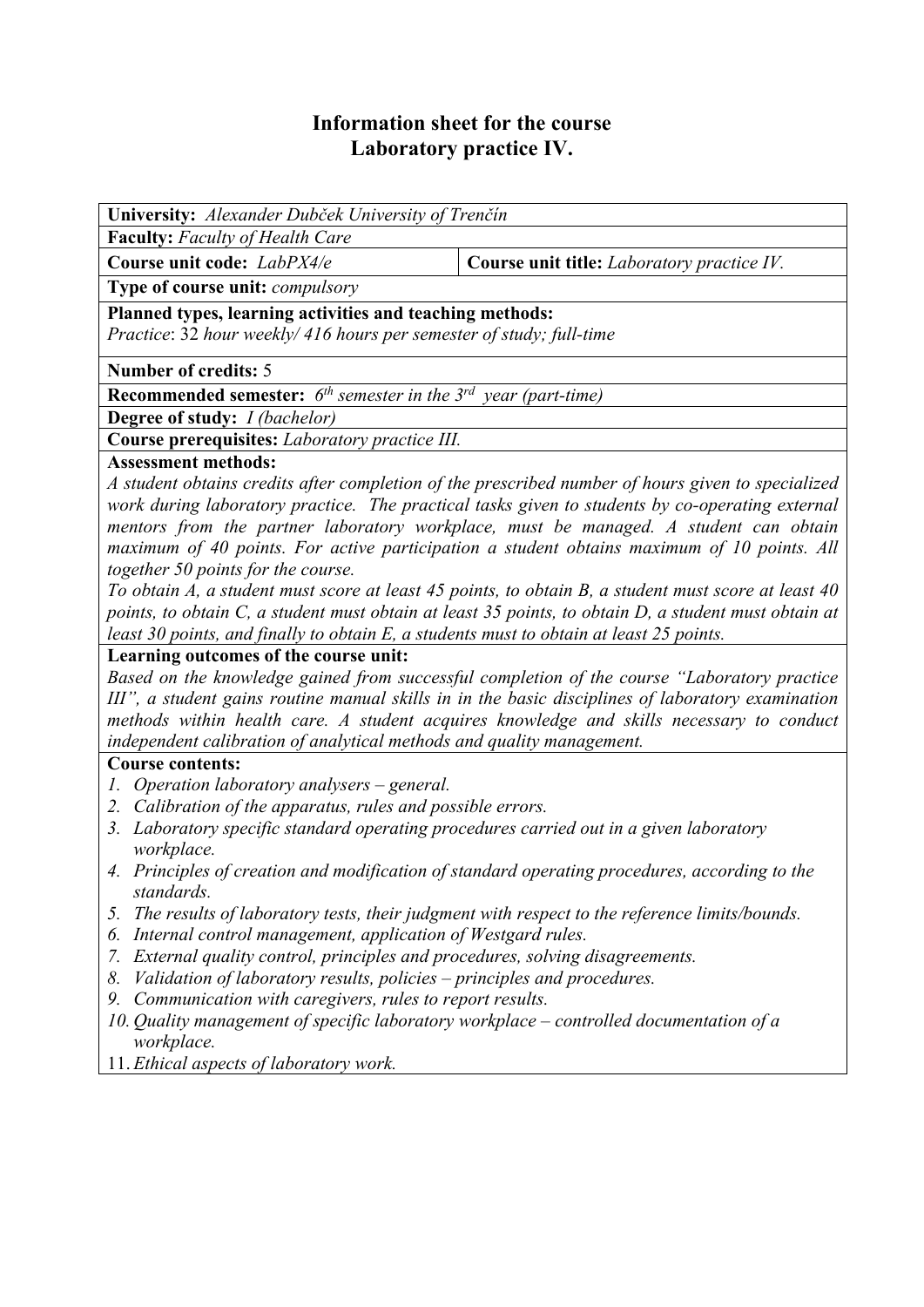# Information sheet for the course
# Laboratory practice IV.

**University:** *Alexander Dubček University of Trenčín*

**Faculty:** *Faculty of Health Care*

| **Course unit code:** *LabPX4/e* | **Course unit title:** *Laboratory practice IV.* |
|---|---|

**Type of course unit:** *compulsory*

**Planned types, learning activities and teaching methods:**
*Practice*: 32 *hour weekly/ 416 hours per semester of study; full-time*

**Number of credits:** 5

**Recommended semester:** *6th semester in the 3rd year (part-time)*

**Degree of study:** *I (bachelor)*

**Course prerequisites:** *Laboratory practice III.*

**Assessment methods:**
*A student obtains credits after completion of the prescribed number of hours given to specialized work during laboratory practice. The practical tasks given to students by co-operating external mentors from the partner laboratory workplace, must be managed. A student can obtain maximum of 40 points. For active participation a student obtains maximum of 10 points. All together 50 points for the course.*
*To obtain A, a student must score at least 45 points, to obtain B, a student must score at least 40 points, to obtain C, a student must obtain at least 35 points, to obtain D, a student must obtain at least 30 points, and finally to obtain E, a students must to obtain at least 25 points.*

**Learning outcomes of the course unit:**
*Based on the knowledge gained from successful completion of the course "Laboratory practice III", a student gains routine manual skills in in the basic disciplines of laboratory examination methods within health care. A student acquires knowledge and skills necessary to conduct independent calibration of analytical methods and quality management.*

**Course contents:**

1. *Operation laboratory analysers – general.*
2. *Calibration of the apparatus, rules and possible errors.*
3. *Laboratory specific standard operating procedures carried out in a given laboratory workplace.*
4. *Principles of creation and modification of standard operating procedures, according to the standards.*
5. *The results of laboratory tests, their judgment with respect to the reference limits/bounds.*
6. *Internal control management, application of Westgard rules.*
7. *External quality control, principles and procedures, solving disagreements.*
8. *Validation of laboratory results, policies – principles and procedures.*
9. *Communication with caregivers, rules to report results.*
10. *Quality management of specific laboratory workplace – controlled documentation of a workplace.*
11. *Ethical aspects of laboratory work.*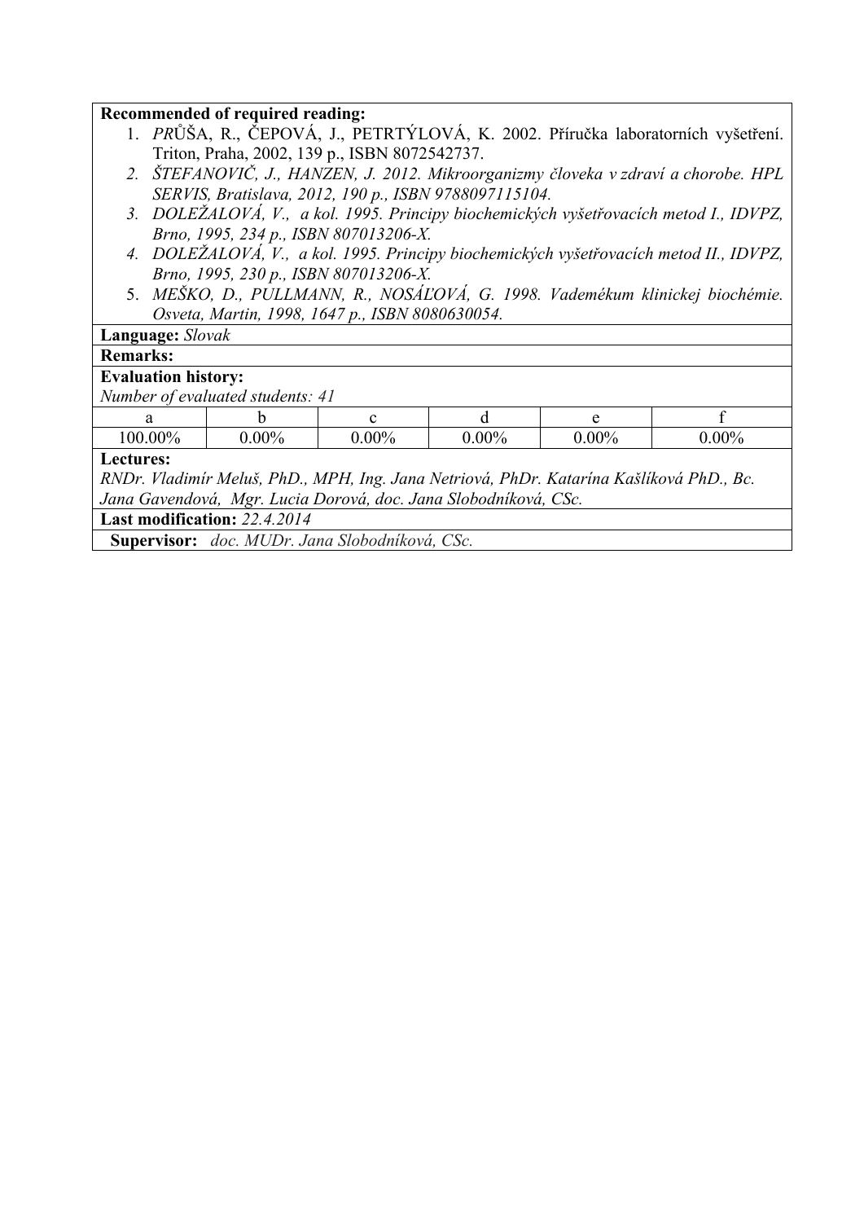**Recommended of required reading:**

1. *PRŮŠA*, R., ČEPOVÁ, J., PETRTÝLOVÁ, K. 2002. Příručka laboratorních vyšetření. Triton, Praha, 2002, 139 p., ISBN 8072542737.
2. *ŠTEFANOVIČ, J., HANZEN, J. 2012. Mikroorganizmy človeka v zdraví a chorobe. HPL SERVIS, Bratislava, 2012, 190 p., ISBN 9788097115104.*
3. *DOLEŽALOVÁ, V., a kol. 1995. Principy biochemických vyšetřovacích metod I., IDVPZ, Brno, 1995, 234 p., ISBN 807013206-X.*
4. *DOLEŽALOVÁ, V., a kol. 1995. Principy biochemických vyšetřovacích metod II., IDVPZ, Brno, 1995, 230 p., ISBN 807013206-X.*
5. *MEŠKO, D., PULLMANN, R., NOSÁĽOVÁ, G. 1998. Vademékum klinickej biochémie. Osveta, Martin, 1998, 1647 p., ISBN 8080630054.*

**Language:** *Slovak*

**Remarks:**

**Evaluation history:**

*Number of evaluated students: 41*

| a | b | c | d | e | f |
|---|---|---|---|---|---|
| 100.00% | 0.00% | 0.00% | 0.00% | 0.00% | 0.00% |

**Lectures:**

*RNDr. Vladimír Meluš, PhD., MPH, Ing. Jana Netriová, PhDr. Katarína Kašlíková PhD., Bc. Jana Gavendová, Mgr. Lucia Dorová, doc. Jana Slobodníková, CSc.*

**Last modification:** *22.4.2014*

**Supervisor:** *doc. MUDr. Jana Slobodníková, CSc.*